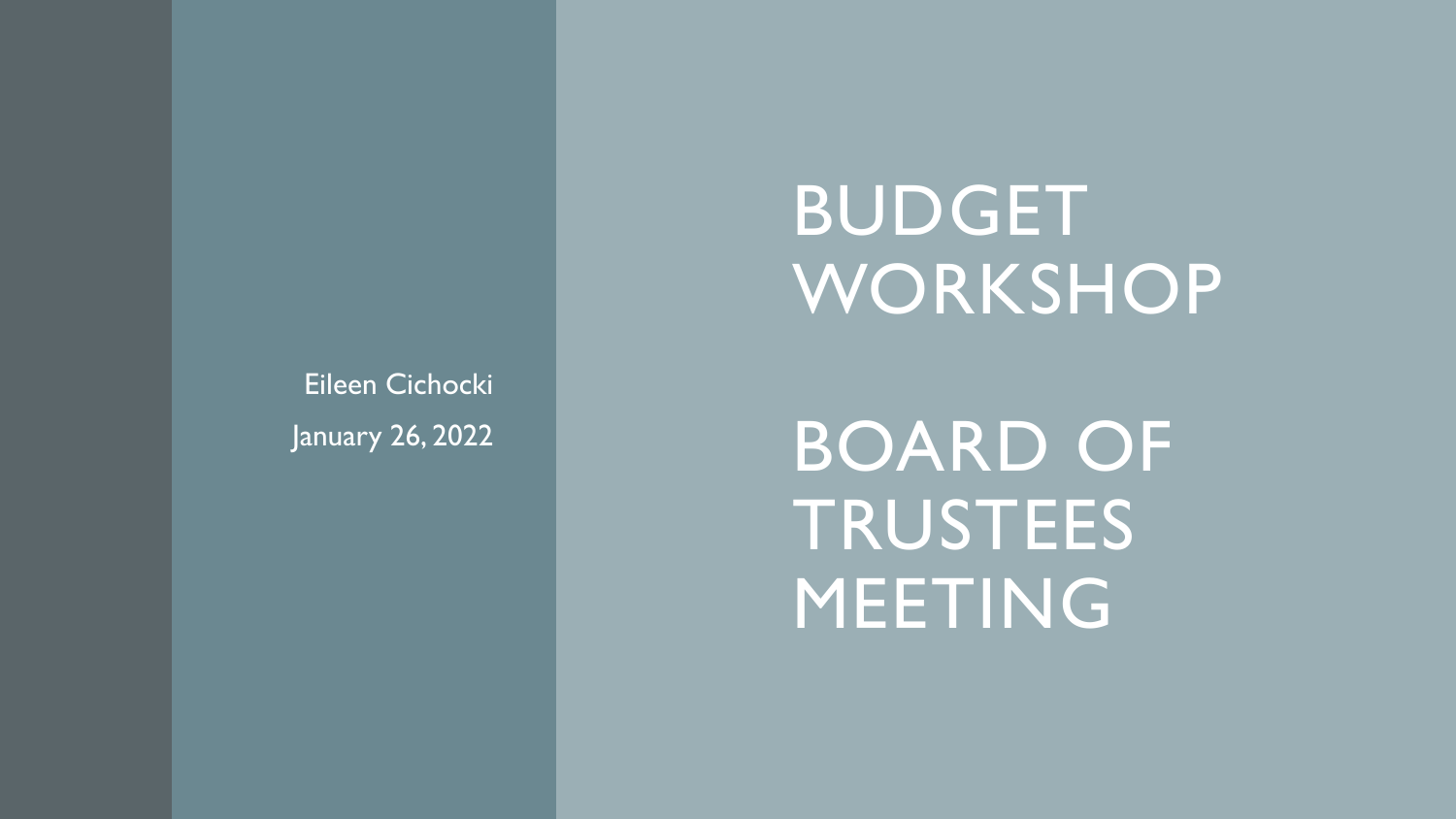# BUDGET WORKSHOP

# BOARD OF TRUSTEES MEETING

Eileen Cichocki

January 26, 2022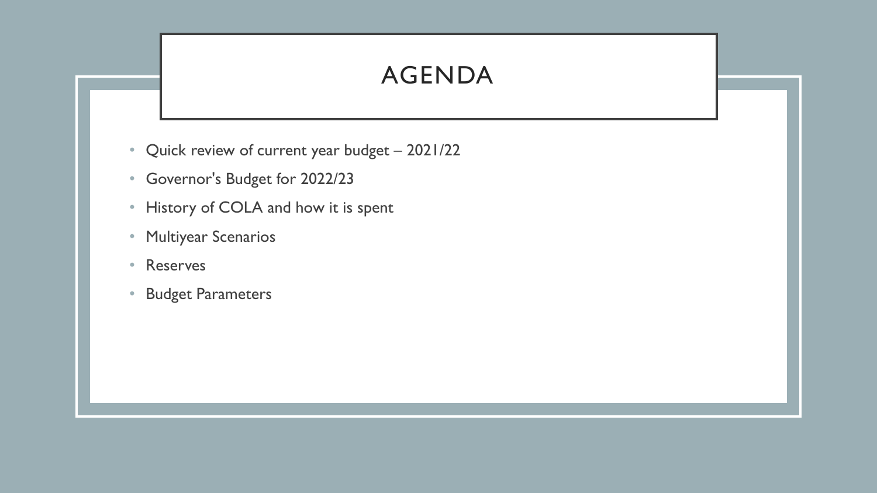# AGENDA

- Quick review of current year budget – 2021/22
- Governor's Budget for 2022/23
- History of COLA and how it is spent
- Multiyear Scenarios
- Reserves
- Budget Parameters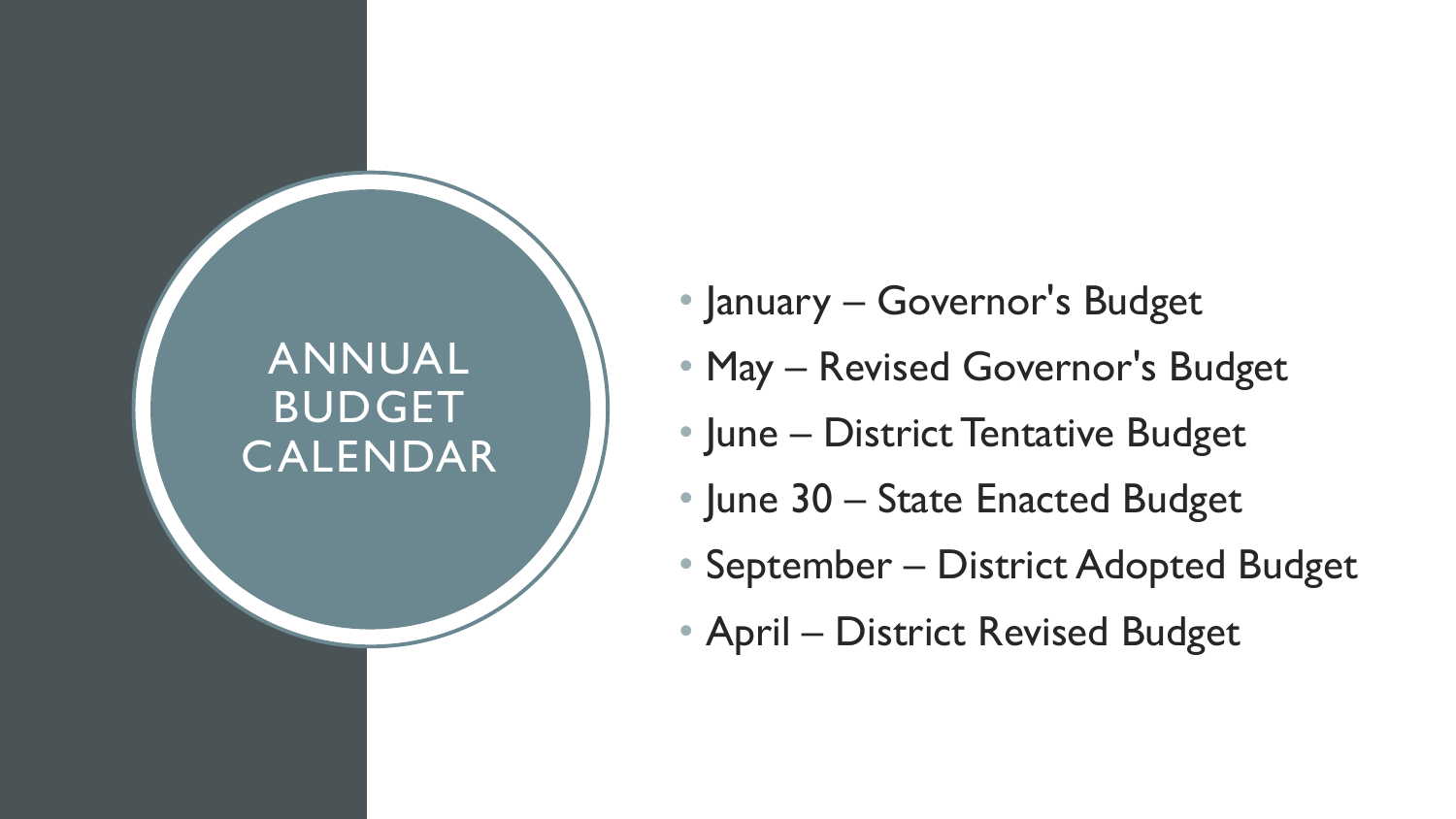# ANNUAL BUDGET CALENDAR

- January – Governor's Budget
- May – Revised Governor's Budget
- June – District Tentative Budget
- June 30 – State Enacted Budget
- September – District Adopted Budget
- April – District Revised Budget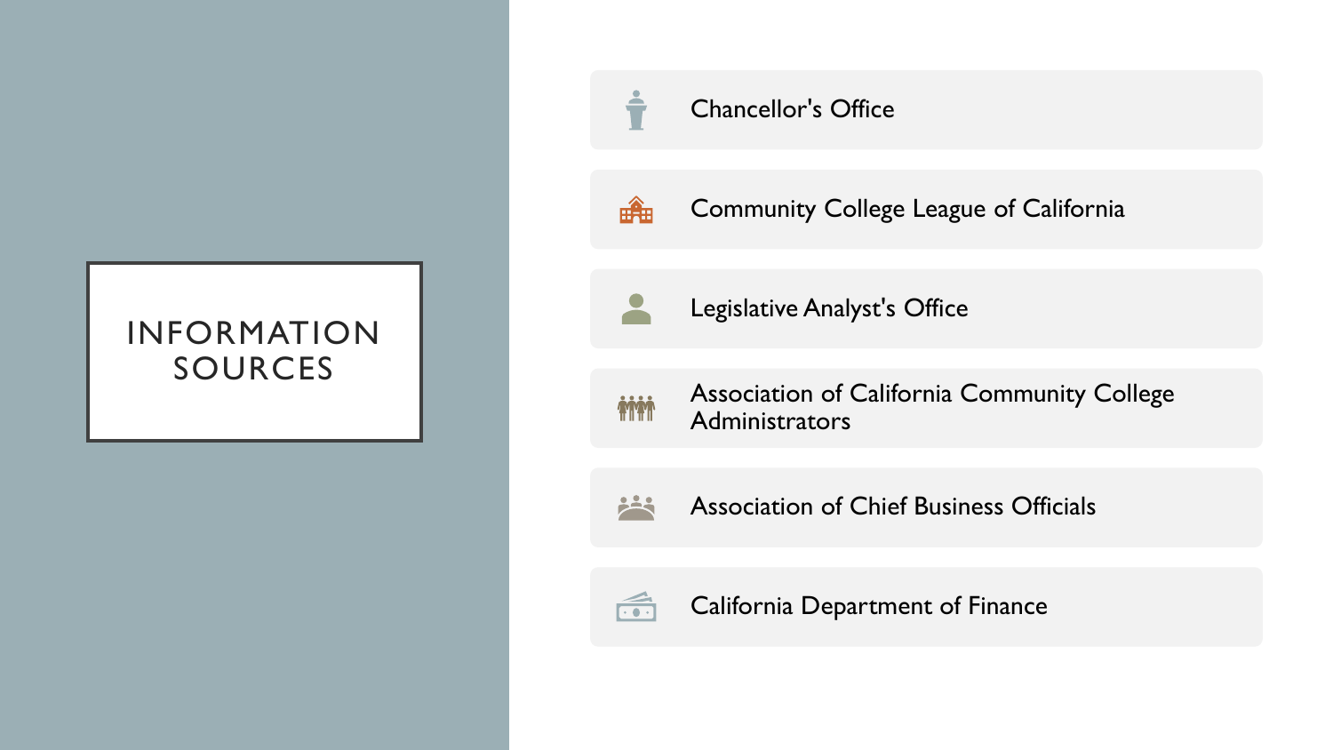# INFORMATION SOURCES

- Chancellor's Office
- Community College League of California
- Legislative Analyst's Office
- Association of California Community College Administrators
- Association of Chief Business Officials
- California Department of Finance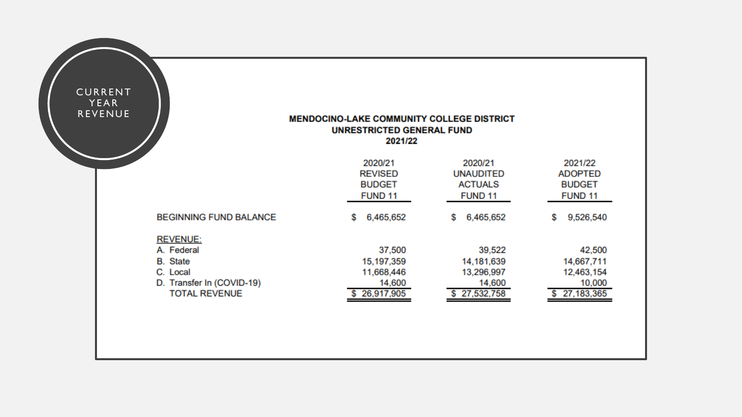# CURRENT YEAR REVENUE

**MENDOCINO-LAKE COMMUNITY COLLEGE DISTRICT**
**UNRESTRICTED GENERAL FUND**
**2021/22**

| | 2020/21 REVISED BUDGET FUND 11 | 2020/21 UNAUDITED ACTUALS FUND 11 | 2021/22 ADOPTED BUDGET FUND 11 |
|---|---|---|---|
| BEGINNING FUND BALANCE | $ 6,465,652 | $ 6,465,652 | $ 9,526,540 |
| REVENUE: | | | |
| A. Federal | 37,500 | 39,522 | 42,500 |
| B. State | 15,197,359 | 14,181,639 | 14,667,711 |
| C. Local | 11,668,446 | 13,296,997 | 12,463,154 |
| D. Transfer In (COVID-19) | 14,600 | 14,600 | 10,000 |
| TOTAL REVENUE | $ 26,917,905 | $ 27,532,758 | $ 27,183,365 |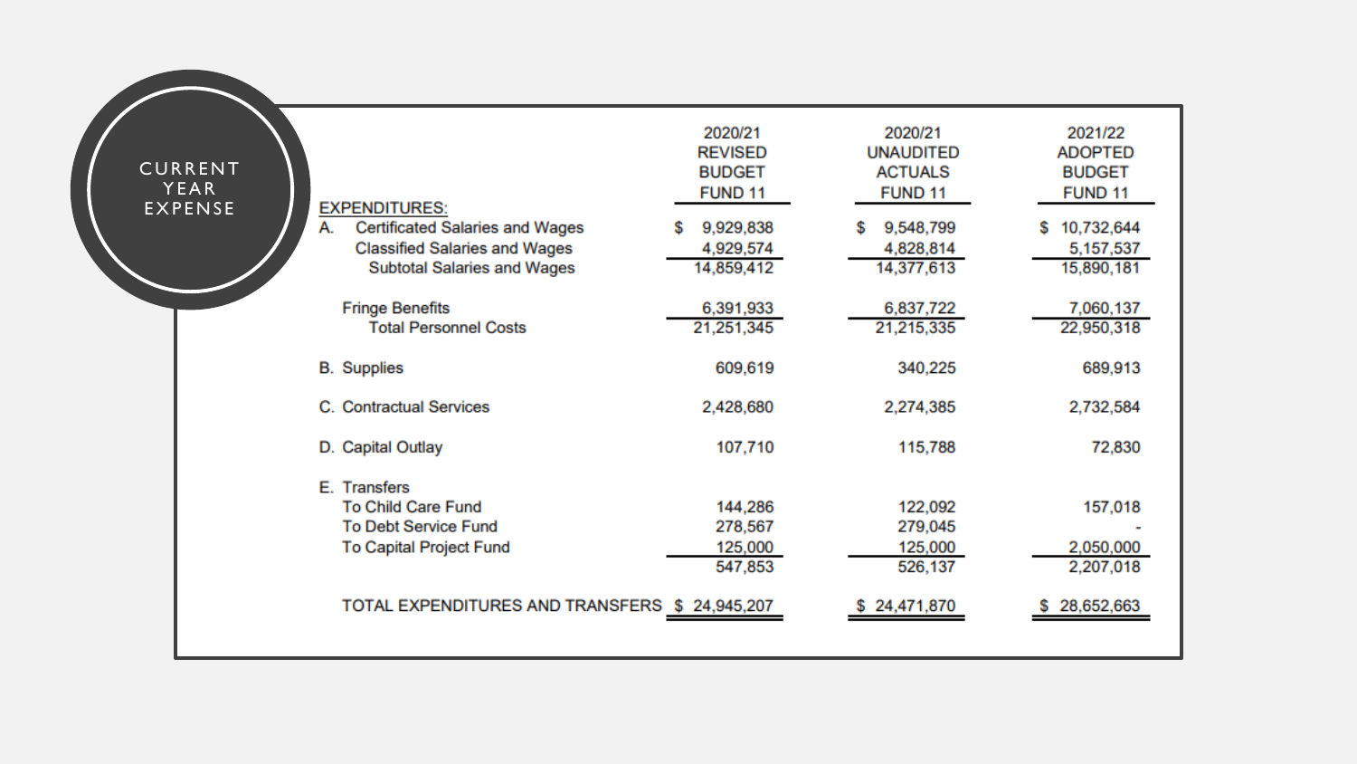# CURRENT YEAR EXPENSE

| EXPENDITURES: | 2020/21 REVISED BUDGET FUND 11 | 2020/21 UNAUDITED ACTUALS FUND 11 | 2021/22 ADOPTED BUDGET FUND 11 |
|---|---|---|---|
| A. Certificated Salaries and Wages | $ 9,929,838 | $ 9,548,799 | $ 10,732,644 |
| Classified Salaries and Wages | 4,929,574 | 4,828,814 | 5,157,537 |
| Subtotal Salaries and Wages | 14,859,412 | 14,377,613 | 15,890,181 |
| Fringe Benefits | 6,391,933 | 6,837,722 | 7,060,137 |
| Total Personnel Costs | 21,251,345 | 21,215,335 | 22,950,318 |
| B. Supplies | 609,619 | 340,225 | 689,913 |
| C. Contractual Services | 2,428,680 | 2,274,385 | 2,732,584 |
| D. Capital Outlay | 107,710 | 115,788 | 72,830 |
| E. Transfers | | | |
| To Child Care Fund | 144,286 | 122,092 | 157,018 |
| To Debt Service Fund | 278,567 | 279,045 | - |
| To Capital Project Fund | 125,000 | 125,000 | 2,050,000 |
| | 547,853 | 526,137 | 2,207,018 |
| TOTAL EXPENDITURES AND TRANSFERS | $ 24,945,207 | $ 24,471,870 | $ 28,652,663 |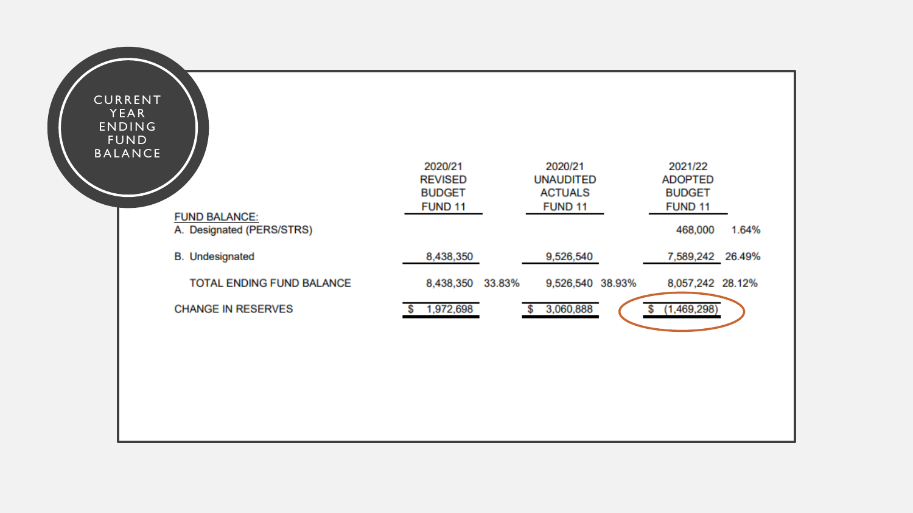# CURRENT YEAR ENDING FUND BALANCE

| | 2020/21 REVISED BUDGET FUND 11 | | 2020/21 UNAUDITED ACTUALS FUND 11 | | 2021/22 ADOPTED BUDGET FUND 11 | |
|---|---|---|---|---|---|---|
| FUND BALANCE: | | | | | | |
| A. Designated (PERS/STRS) | | | | | 468,000 | 1.64% |
| B. Undesignated | 8,438,350 | | 9,526,540 | | 7,589,242 | 26.49% |
| TOTAL ENDING FUND BALANCE | 8,438,350 | 33.83% | 9,526,540 | 38.93% | 8,057,242 | 28.12% |
| CHANGE IN RESERVES | $ 1,972,698 | | $ 3,060,888 | | $ (1,469,298) | |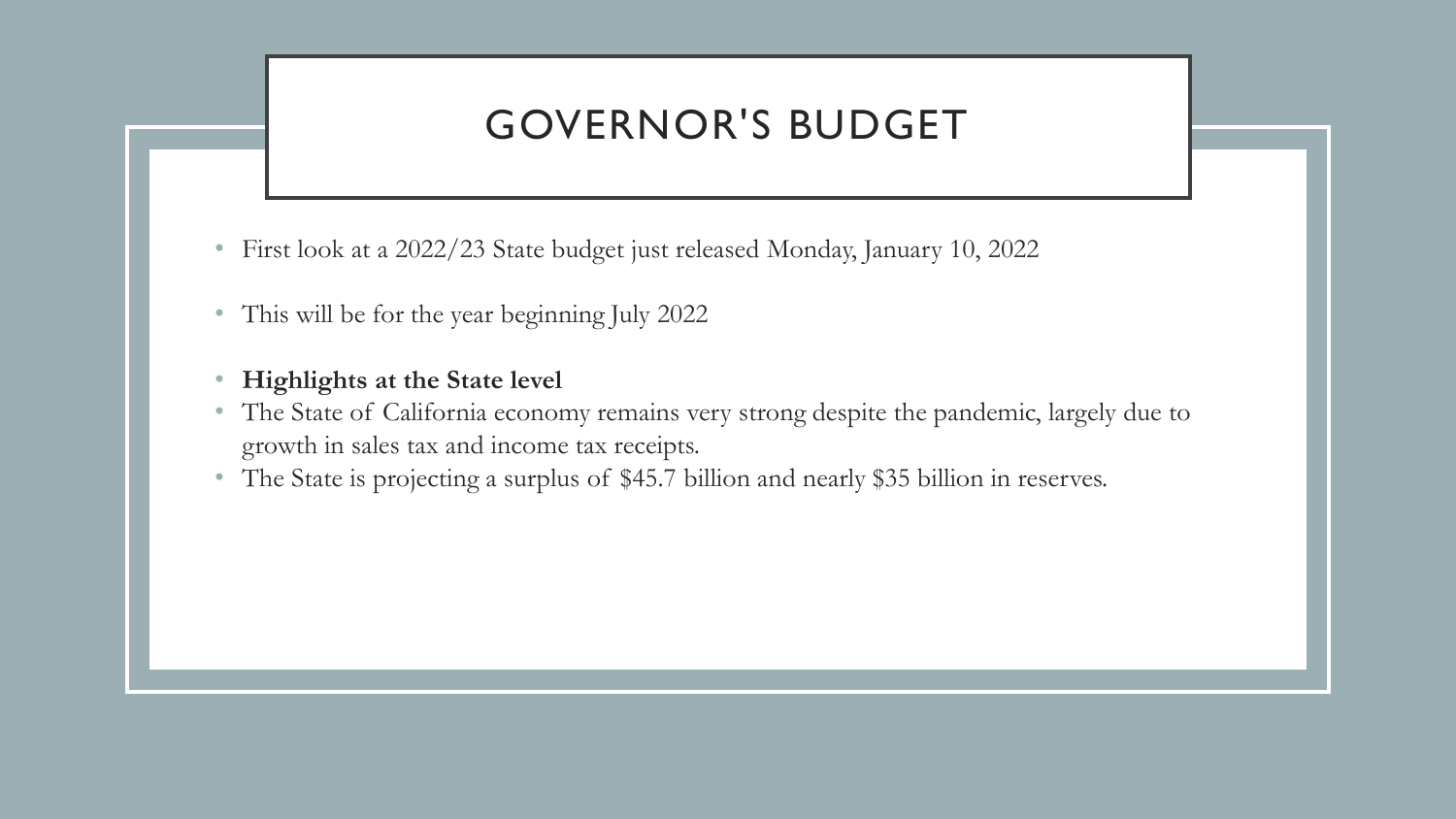# GOVERNOR'S BUDGET

- First look at a 2022/23 State budget just released Monday, January 10, 2022
- This will be for the year beginning July 2022
- **Highlights at the State level**
- The State of California economy remains very strong despite the pandemic, largely due to growth in sales tax and income tax receipts.
- The State is projecting a surplus of $45.7 billion and nearly $35 billion in reserves.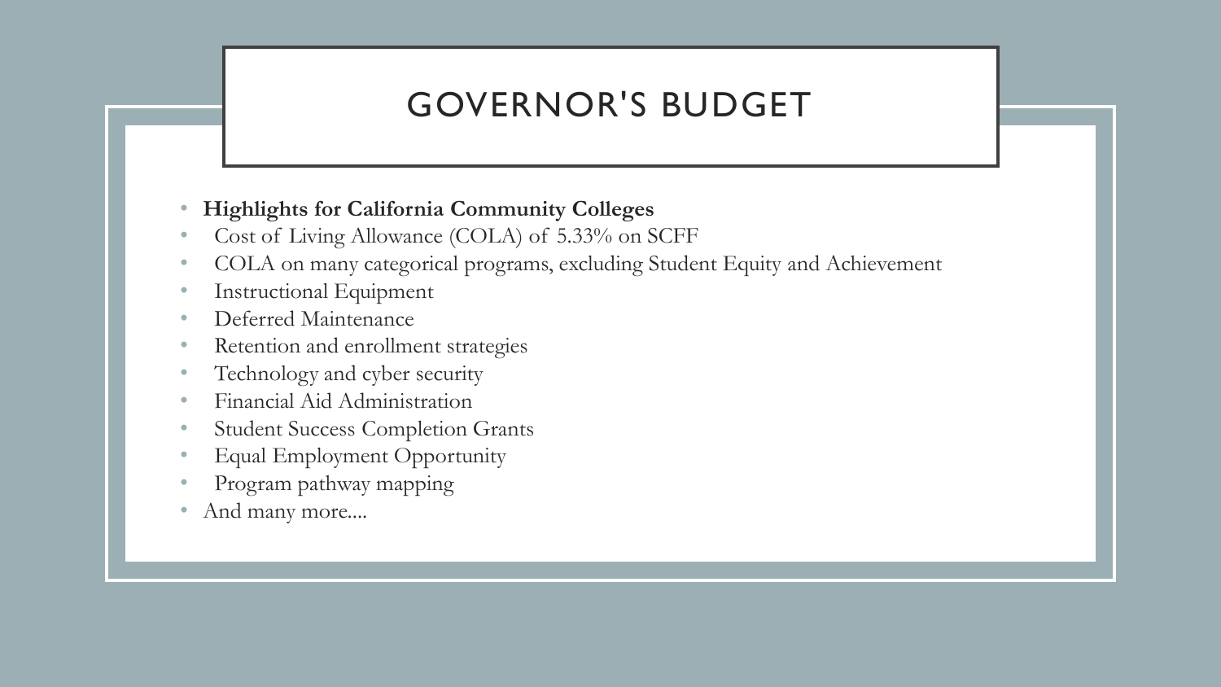# GOVERNOR'S BUDGET

- **Highlights for California Community Colleges**
  - Cost of Living Allowance (COLA) of 5.33% on SCFF
  - COLA on many categorical programs, excluding Student Equity and Achievement
  - Instructional Equipment
  - Deferred Maintenance
  - Retention and enrollment strategies
  - Technology and cyber security
  - Financial Aid Administration
  - Student Success Completion Grants
  - Equal Employment Opportunity
  - Program pathway mapping
- And many more....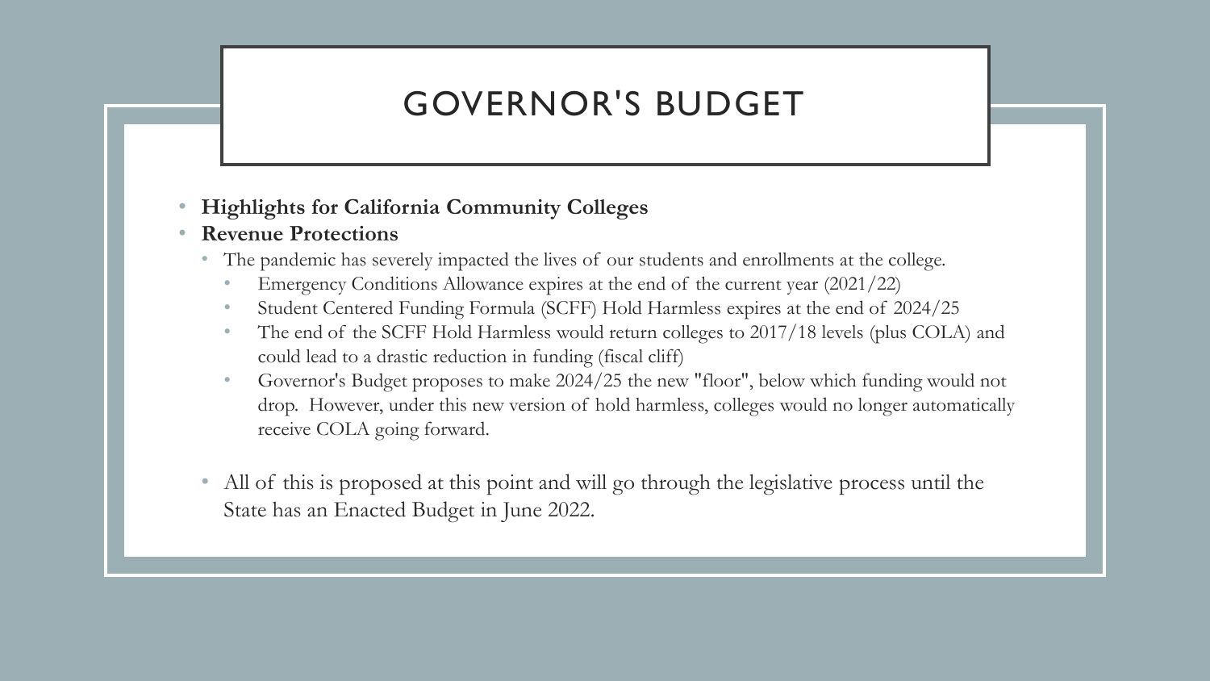# GOVERNOR'S BUDGET

- **Highlights for California Community Colleges**
- **Revenue Protections**
  - The pandemic has severely impacted the lives of our students and enrollments at the college.
    - Emergency Conditions Allowance expires at the end of the current year (2021/22)
    - Student Centered Funding Formula (SCFF) Hold Harmless expires at the end of 2024/25
    - The end of the SCFF Hold Harmless would return colleges to 2017/18 levels (plus COLA) and could lead to a drastic reduction in funding (fiscal cliff)
    - Governor's Budget proposes to make 2024/25 the new "floor", below which funding would not drop. However, under this new version of hold harmless, colleges would no longer automatically receive COLA going forward.
  - All of this is proposed at this point and will go through the legislative process until the State has an Enacted Budget in June 2022.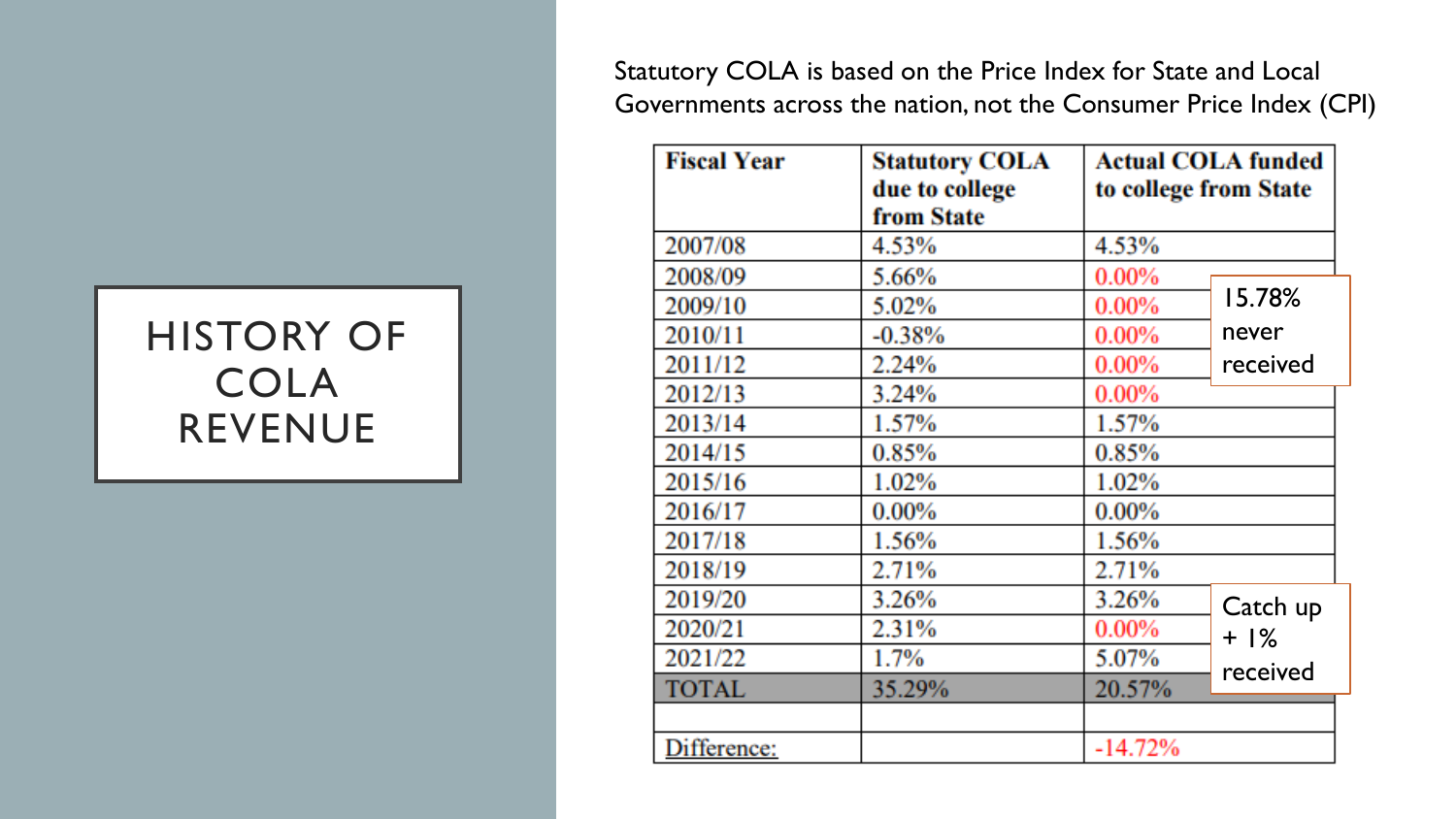# HISTORY OF COLA REVENUE

Statutory COLA is based on the Price Index for State and Local Governments across the nation, not the Consumer Price Index (CPI)

| Fiscal Year | Statutory COLA due to college from State | Actual COLA funded to college from State |
|---|---|---|
| 2007/08 | 4.53% | 4.53% |
| 2008/09 | 5.66% | 0.00% |
| 2009/10 | 5.02% | 0.00% |
| 2010/11 | -0.38% | 0.00% |
| 2011/12 | 2.24% | 0.00% |
| 2012/13 | 3.24% | 0.00% |
| 2013/14 | 1.57% | 1.57% |
| 2014/15 | 0.85% | 0.85% |
| 2015/16 | 1.02% | 1.02% |
| 2016/17 | 0.00% | 0.00% |
| 2017/18 | 1.56% | 1.56% |
| 2018/19 | 2.71% | 2.71% |
| 2019/20 | 3.26% | 3.26% |
| 2020/21 | 2.31% | 0.00% |
| 2021/22 | 1.7% | 5.07% |
| TOTAL | 35.29% | 20.57% |
| | | |
| Difference: | | -14.72% |

15.78% never received

Catch up + 1% received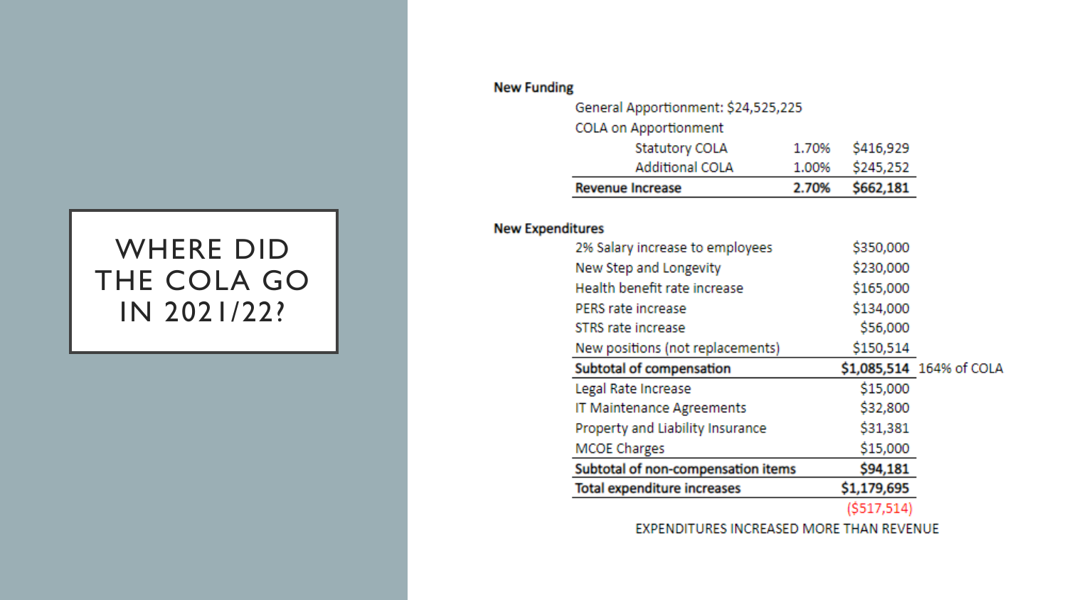# WHERE DID THE COLA GO IN 2021/22?

**New Funding**

General Apportionment: $24,525,225

COLA on Apportionment

| | | |
|---|---|---|
| Statutory COLA | 1.70% | $416,929 |
| Additional COLA | 1.00% | $245,252 |
| **Revenue Increase** | **2.70%** | **$662,181** |

**New Expenditures**

| | | |
|---|---|---|
| 2% Salary increase to employees | $350,000 | |
| New Step and Longevity | $230,000 | |
| Health benefit rate increase | $165,000 | |
| PERS rate increase | $134,000 | |
| STRS rate increase | $56,000 | |
| New positions (not replacements) | $150,514 | |
| **Subtotal of compensation** | **$1,085,514** | 164% of COLA |
| Legal Rate Increase | $15,000 | |
| IT Maintenance Agreements | $32,800 | |
| Property and Liability Insurance | $31,381 | |
| MCOE Charges | $15,000 | |
| **Subtotal of non-compensation items** | **$94,181** | |
| **Total expenditure increases** | **$1,179,695** | |
| | ($517,514) | |

EXPENDITURES INCREASED MORE THAN REVENUE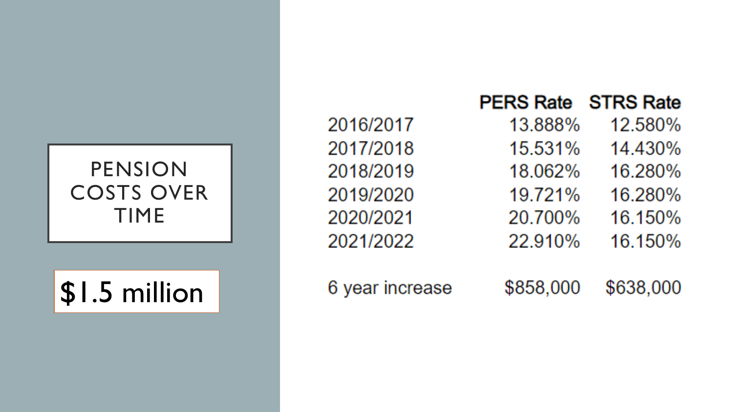# PENSION COSTS OVER TIME

$1.5 million

| | PERS Rate | STRS Rate |
|---|---|---|
| 2016/2017 | 13.888% | 12.580% |
| 2017/2018 | 15.531% | 14.430% |
| 2018/2019 | 18.062% | 16.280% |
| 2019/2020 | 19.721% | 16.280% |
| 2020/2021 | 20.700% | 16.150% |
| 2021/2022 | 22.910% | 16.150% |
| | | |
| 6 year increase | $858,000 | $638,000 |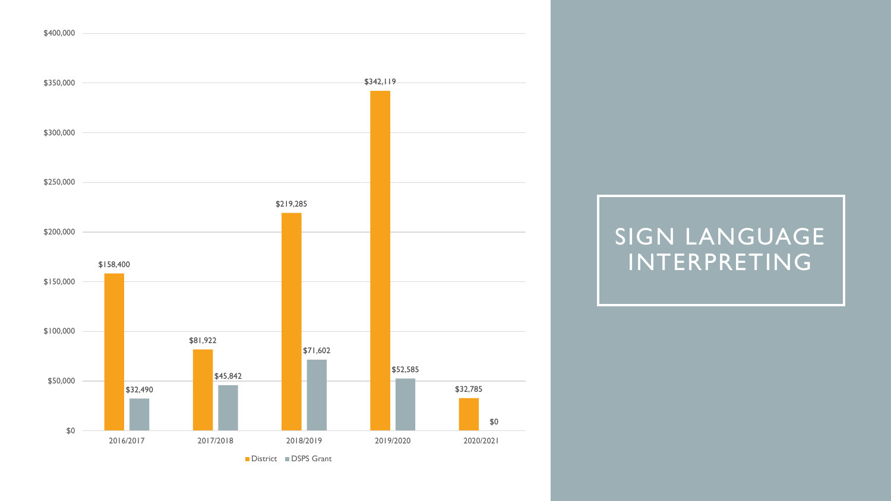# SIGN LANGUAGE INTERPRETING

| Year | District | DSPS Grant |
| --- | --- | --- |
| 2016/2017 | $158,400 | $32,490 |
| 2017/2018 | $81,922 | $45,842 |
| 2018/2019 | $219,285 | $71,602 |
| 2019/2020 | $342,119 | $52,585 |
| 2020/2021 | $32,785 | $0 |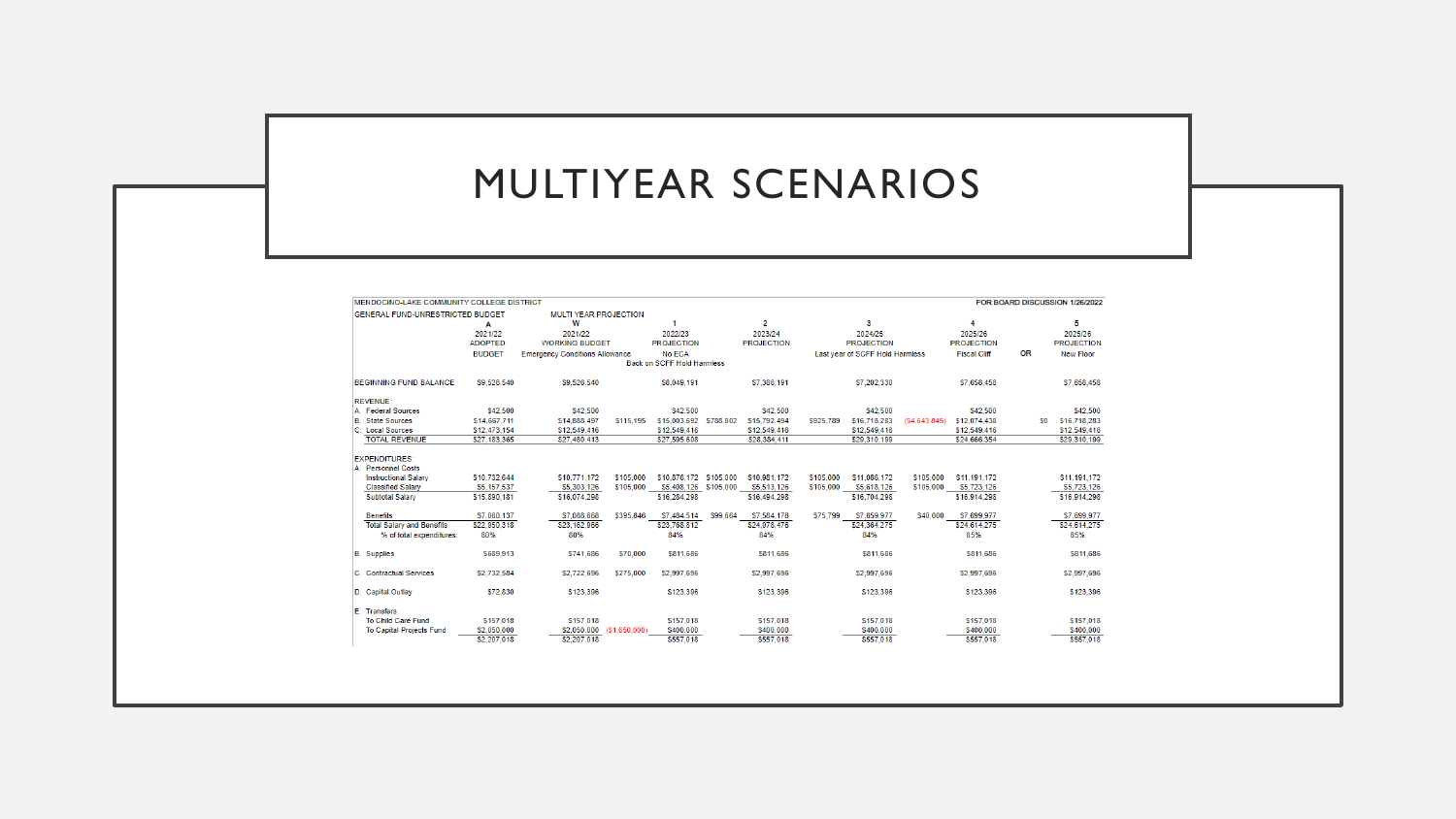# MULTIYEAR SCENARIOS

MENDOCINO-LAKE COMMUNITY COLLEGE DISTRICT — FOR BOARD DISCUSSION 1/26/2022

GENERAL FUND-UNRESTRICTED BUDGET — MULTI YEAR PROJECTION

| | A | W | | 1 | | 2 | | 3 | | 4 | OR | 5 |
|---|---|---|---|---|---|---|---|---|---|---|---|---|
| | 2021/22 ADOPTED BUDGET | 2021/22 WORKING BUDGET Emergency Conditions Allowance | | 2022/23 PROJECTION No ECA Back on SCFF Hold Harmless | | 2023/24 PROJECTION | | 2024/25 PROJECTION Last year of SCFF Hold Harmless | | 2025/26 PROJECTION Fiscal Cliff | | 2025/26 PROJECTION New Floor |
| BEGINNING FUND BALANCE | $9,526,540 | $9,526,540 | | $8,049,191 | | $7,386,191 | | $7,202,330 | | $7,658,458 | | $7,658,458 |
| REVENUE: | | | | | | | | | | | | |
| A. Federal Sources | $42,500 | $42,500 | | $42,500 | | $42,500 | | $42,500 | | $42,500 | | $42,500 |
| B. State Sources | $14,667,711 | $14,888,497 | $115,195 | $15,003,692 | $788,802 | $15,792,494 | $925,789 | $16,718,283 | ($4,643,845) | $12,074,438 | $0 | $16,718,283 |
| C. Local Sources | $12,473,154 | $12,549,416 | | $12,549,416 | | $12,549,416 | | $12,549,416 | | $12,549,416 | | $12,549,416 |
| TOTAL REVENUE | $27,183,365 | $27,480,413 | | $27,595,608 | | $28,384,411 | | $29,310,199 | | $24,666,354 | | $29,310,199 |
| EXPENDITURES: | | | | | | | | | | | | |
| A. Personnel Costs | | | | | | | | | | | | |
| Instructional Salary | $10,732,644 | $10,771,172 | $105,000 | $10,876,172 | $105,000 | $10,981,172 | $105,000 | $11,086,172 | $105,000 | $11,191,172 | | $11,191,172 |
| Classified Salary | $5,157,537 | $5,303,126 | $105,000 | $5,408,126 | $105,000 | $5,513,126 | $105,000 | $5,618,126 | $105,000 | $5,723,126 | | $5,723,126 |
| Subtotal Salary | $15,890,181 | $16,074,298 | | $16,284,298 | | $16,494,298 | | $16,704,298 | | $16,914,298 | | $16,914,298 |
| Benefits | $7,060,137 | $7,088,668 | $395,846 | $7,484,514 | $99,664 | $7,584,178 | $75,799 | $7,659,977 | $40,000 | $7,699,977 | | $7,699,977 |
| Total Salary and Benefits | $22,950,318 | $23,162,966 | | $23,768,812 | | $24,078,476 | | $24,364,275 | | $24,614,275 | | $24,614,275 |
| % of total expenditures: | 80% | 80% | | 84% | | 84% | | 84% | | 85% | | 85% |
| B. Supplies | $689,913 | $741,686 | $70,000 | $811,686 | | $811,686 | | $811,686 | | $811,686 | | $811,686 |
| C. Contractual Services | $2,732,584 | $2,722,696 | $275,000 | $2,997,696 | | $2,997,696 | | $2,997,696 | | $2,997,696 | | $2,997,696 |
| D. Capital Outlay | $72,630 | $123,306 | | $123,306 | | $123,306 | | $123,306 | | $123,306 | | $123,306 |
| E. Transfers | | | | | | | | | | | | |
| To Child Care Fund | $157,018 | $157,018 | | $157,018 | | $157,018 | | $157,018 | | $157,018 | | $157,018 |
| To Capital Projects Fund | $2,050,000 | $2,050,000 | ($1,650,000) | $400,000 | | $400,000 | | $400,000 | | $400,000 | | $400,000 |
| | $2,207,018 | $2,207,018 | | $557,018 | | $557,018 | | $557,018 | | $557,018 | | $557,018 |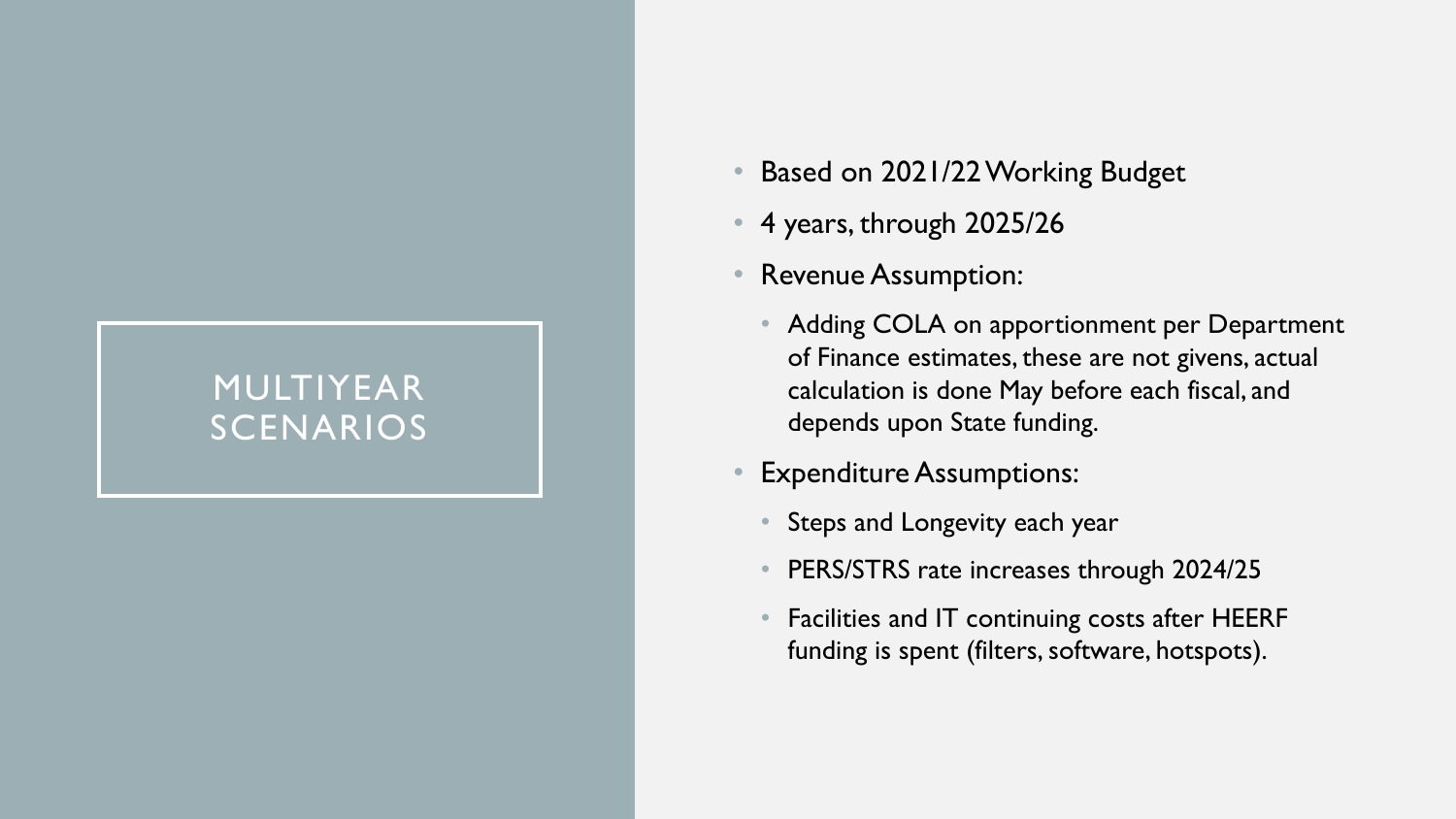# MULTIYEAR SCENARIOS

- Based on 2021/22 Working Budget
- 4 years, through 2025/26
- Revenue Assumption:
  - Adding COLA on apportionment per Department of Finance estimates, these are not givens, actual calculation is done May before each fiscal, and depends upon State funding.
- Expenditure Assumptions:
  - Steps and Longevity each year
  - PERS/STRS rate increases through 2024/25
  - Facilities and IT continuing costs after HEERF funding is spent (filters, software, hotspots).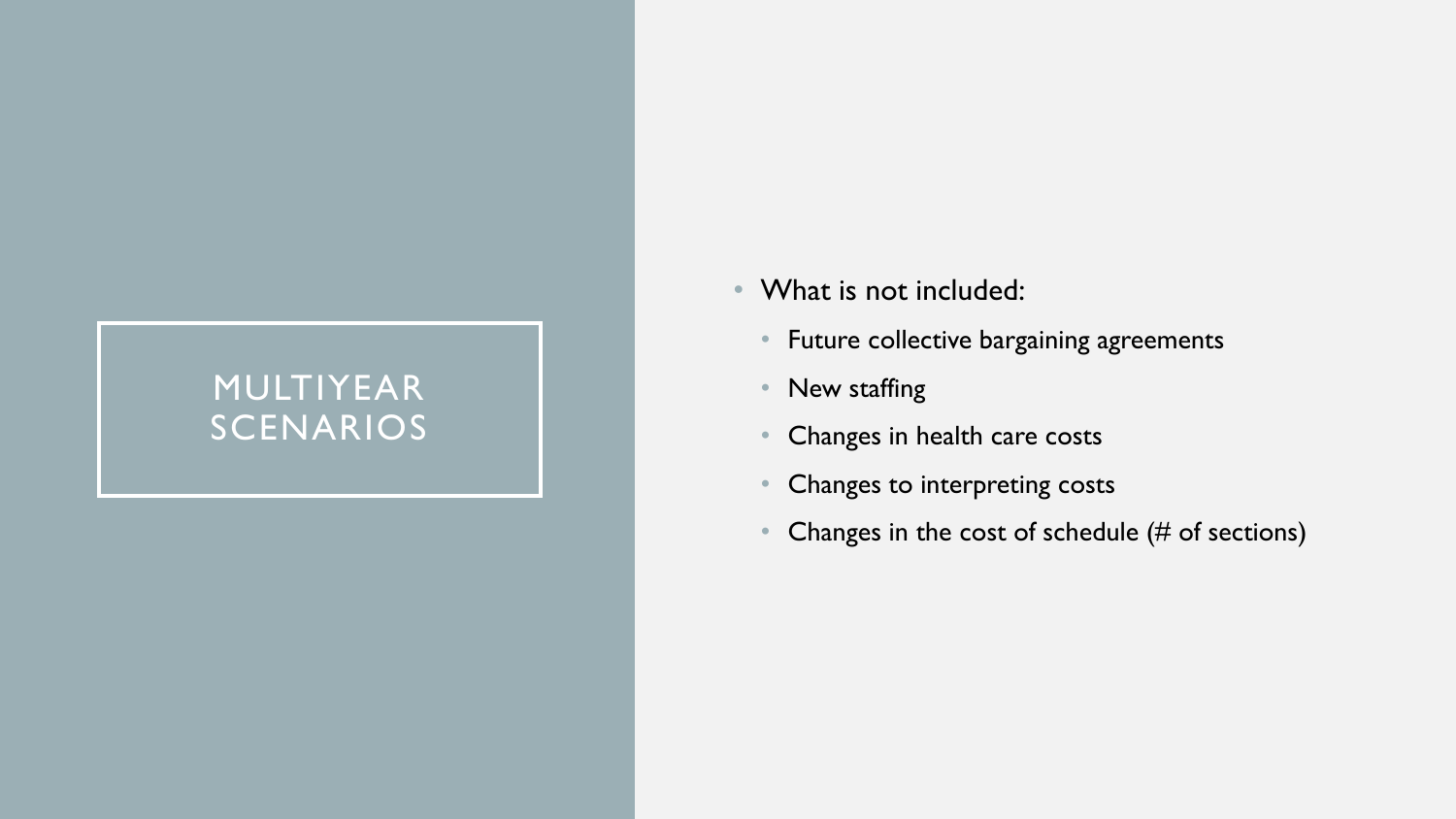# MULTIYEAR SCENARIOS

- What is not included:
  - Future collective bargaining agreements
  - New staffing
  - Changes in health care costs
  - Changes to interpreting costs
  - Changes in the cost of schedule (# of sections)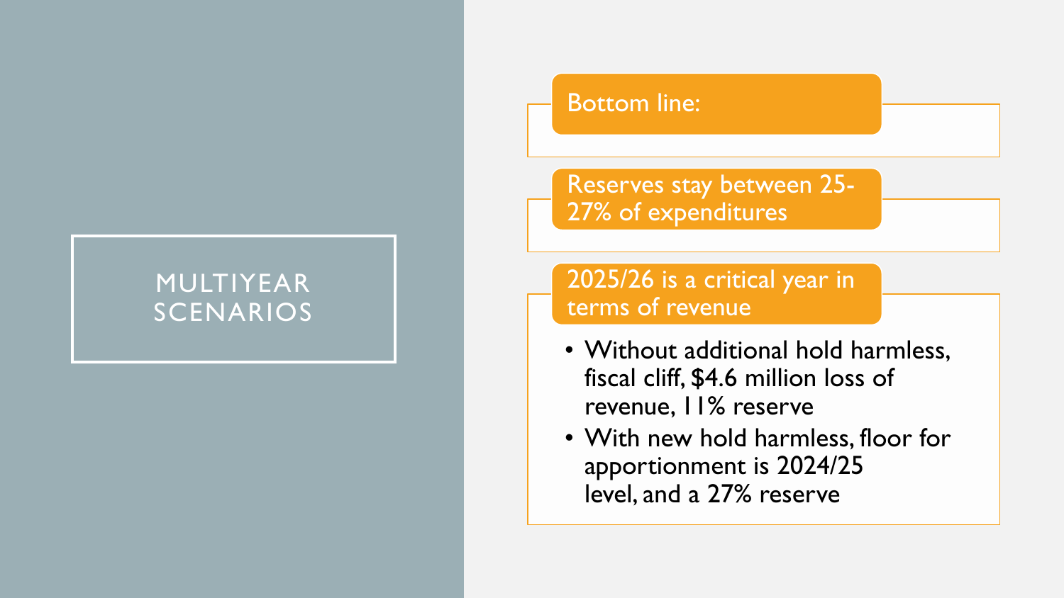# MULTIYEAR SCENARIOS

**Bottom line:**

**Reserves stay between 25-27% of expenditures**

**2025/26 is a critical year in terms of revenue**

- Without additional hold harmless, fiscal cliff, $4.6 million loss of revenue, 11% reserve
- With new hold harmless, floor for apportionment is 2024/25 level, and a 27% reserve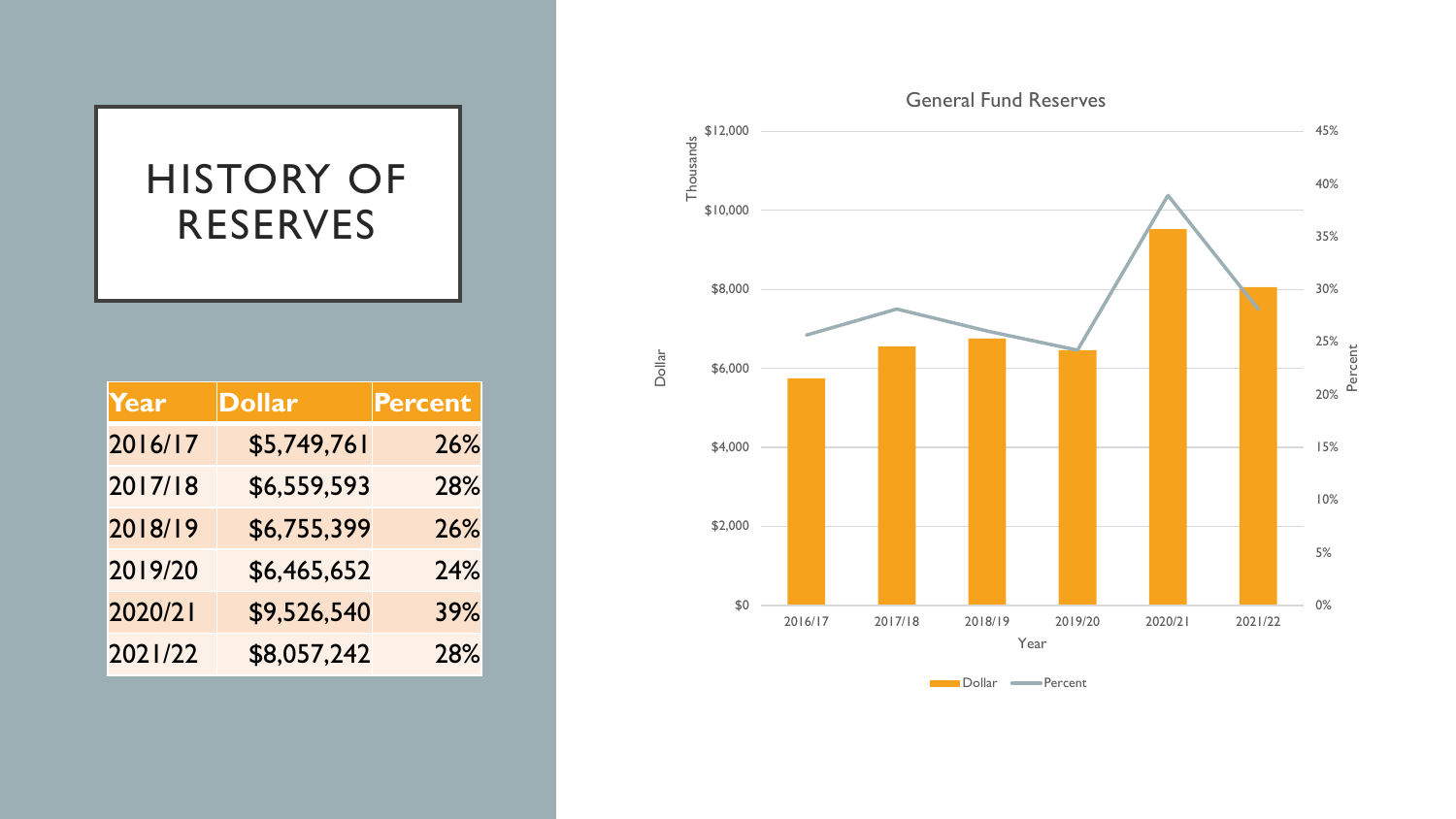# HISTORY OF RESERVES

| Year | Dollar | Percent |
|---|---|---|
| 2016/17 | $5,749,761 | 26% |
| 2017/18 | $6,559,593 | 28% |
| 2018/19 | $6,755,399 | 26% |
| 2019/20 | $6,465,652 | 24% |
| 2020/21 | $9,526,540 | 39% |
| 2021/22 | $8,057,242 | 28% |

General Fund Reserves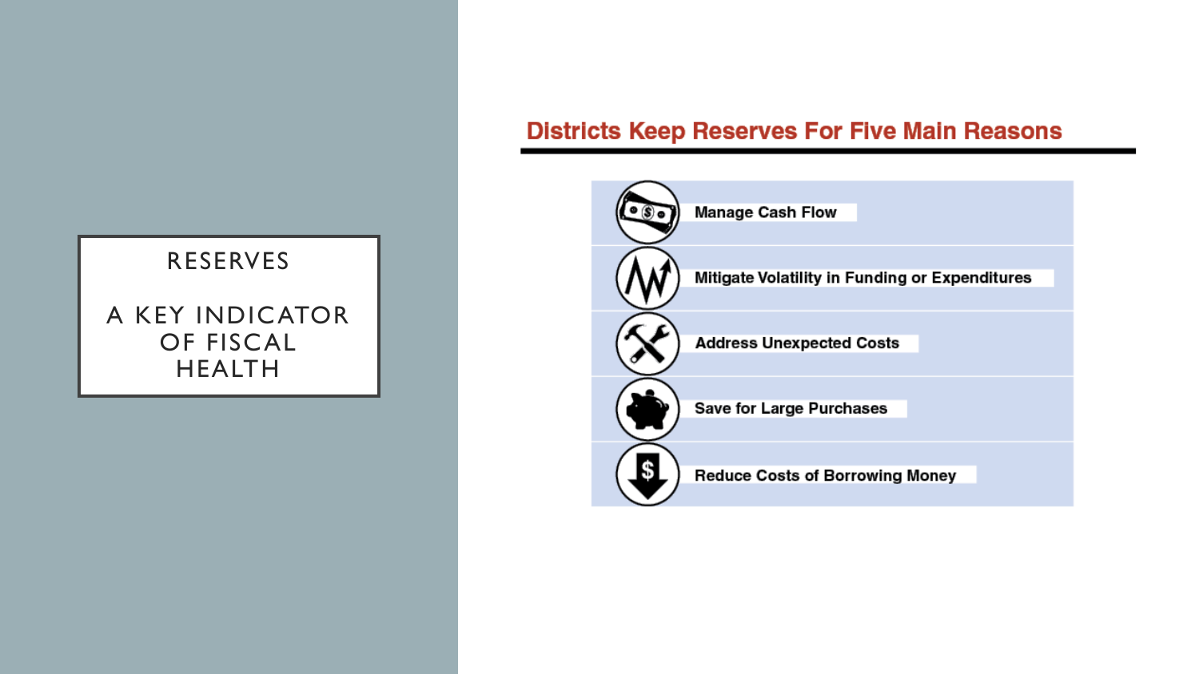# RESERVES

## A KEY INDICATOR OF FISCAL HEALTH

### Districts Keep Reserves For Five Main Reasons

- Manage Cash Flow
- Mitigate Volatility in Funding or Expenditures
- Address Unexpected Costs
- Save for Large Purchases
- Reduce Costs of Borrowing Money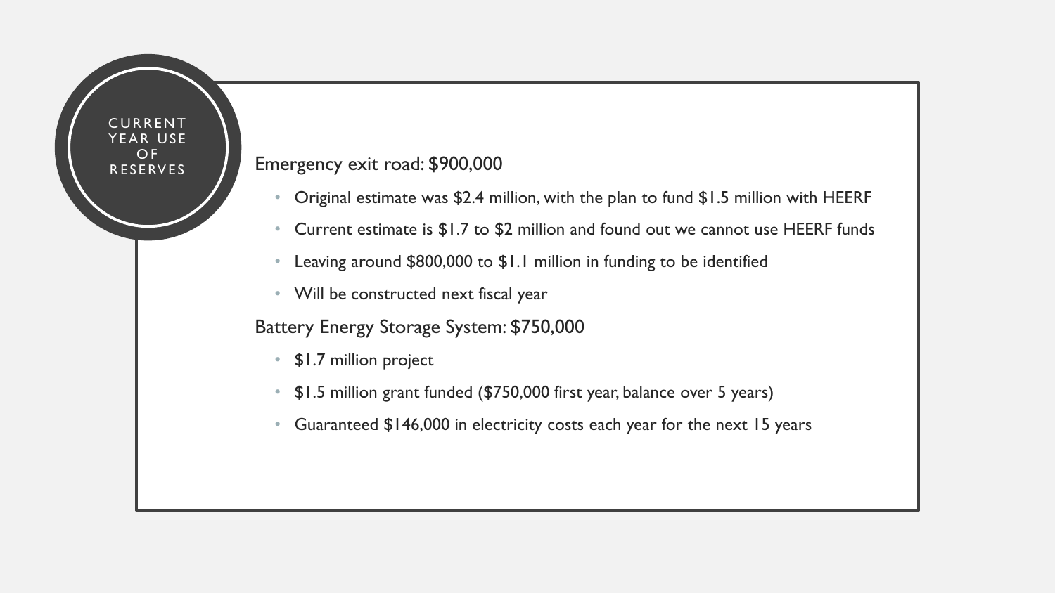# CURRENT YEAR USE OF RESERVES

Emergency exit road: $900,000

- Original estimate was $2.4 million, with the plan to fund $1.5 million with HEERF
- Current estimate is $1.7 to $2 million and found out we cannot use HEERF funds
- Leaving around $800,000 to $1.1 million in funding to be identified
- Will be constructed next fiscal year

Battery Energy Storage System: $750,000

- $1.7 million project
- $1.5 million grant funded ($750,000 first year, balance over 5 years)
- Guaranteed $146,000 in electricity costs each year for the next 15 years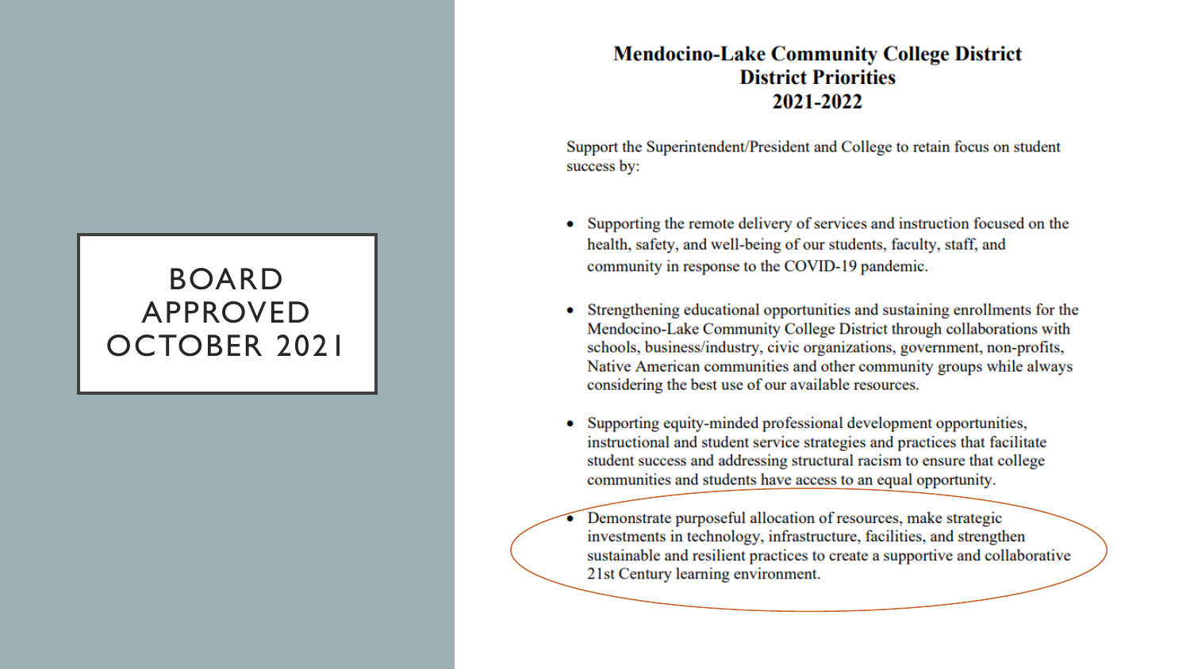BOARD APPROVED OCTOBER 2021

# Mendocino-Lake Community College District
## District Priorities
## 2021-2022

Support the Superintendent/President and College to retain focus on student success by:

- Supporting the remote delivery of services and instruction focused on the health, safety, and well-being of our students, faculty, staff, and community in response to the COVID-19 pandemic.
- Strengthening educational opportunities and sustaining enrollments for the Mendocino-Lake Community College District through collaborations with schools, business/industry, civic organizations, government, non-profits, Native American communities and other community groups while always considering the best use of our available resources.
- Supporting equity-minded professional development opportunities, instructional and student service strategies and practices that facilitate student success and addressing structural racism to ensure that college communities and students have access to an equal opportunity.
- Demonstrate purposeful allocation of resources, make strategic investments in technology, infrastructure, facilities, and strengthen sustainable and resilient practices to create a supportive and collaborative 21st Century learning environment.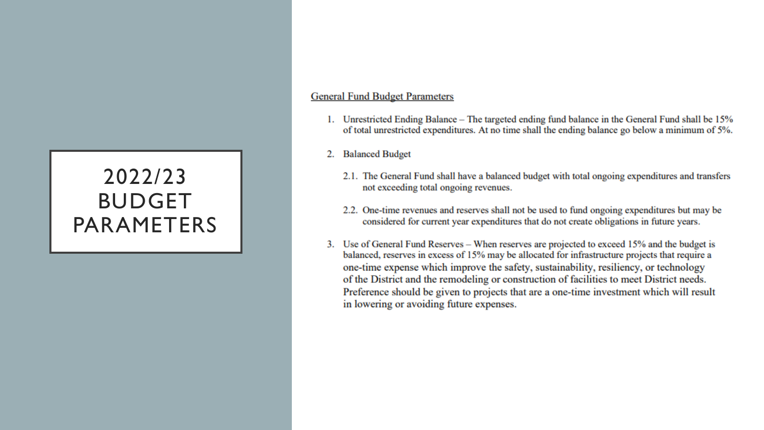# 2022/23 BUDGET PARAMETERS

## General Fund Budget Parameters

1. Unrestricted Ending Balance – The targeted ending fund balance in the General Fund shall be 15% of total unrestricted expenditures. At no time shall the ending balance go below a minimum of 5%.

2. Balanced Budget

   2.1. The General Fund shall have a balanced budget with total ongoing expenditures and transfers not exceeding total ongoing revenues.

   2.2. One-time revenues and reserves shall not be used to fund ongoing expenditures but may be considered for current year expenditures that do not create obligations in future years.

3. Use of General Fund Reserves – When reserves are projected to exceed 15% and the budget is balanced, reserves in excess of 15% may be allocated for infrastructure projects that require a one-time expense which improve the safety, sustainability, resiliency, or technology of the District and the remodeling or construction of facilities to meet District needs. Preference should be given to projects that are a one-time investment which will result in lowering or avoiding future expenses.